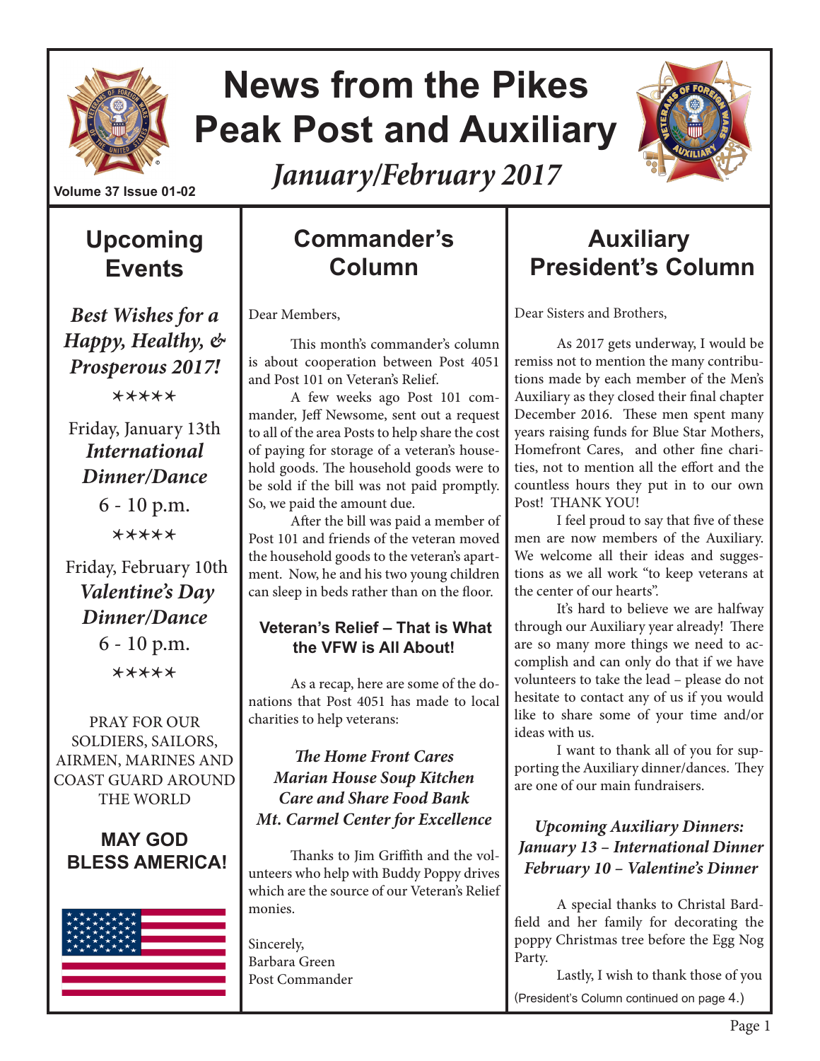# News from the Pikes Peak Post and Auxiliary

*January/February 2017*

Volume 37 Issue 01-02

## Upcoming Events

***Best Wishes for a Happy, Healthy, & Prosperous 2017!***

*****

Friday, January 13th
***International Dinner/Dance***
6 - 10 p.m.

*****

Friday, February 10th
***Valentine's Day Dinner/Dance***
6 - 10 p.m.

*****

PRAY FOR OUR SOLDIERS, SAILORS, AIRMEN, MARINES AND COAST GUARD AROUND THE WORLD

**MAY GOD BLESS AMERICA!**

## Commander's Column

Dear Members,

This month's commander's column is about cooperation between Post 4051 and Post 101 on Veteran's Relief.

A few weeks ago Post 101 commander, Jeff Newsome, sent out a request to all of the area Posts to help share the cost of paying for storage of a veteran's household goods. The household goods were to be sold if the bill was not paid promptly. So, we paid the amount due.

After the bill was paid a member of Post 101 and friends of the veteran moved the household goods to the veteran's apartment. Now, he and his two young children can sleep in beds rather than on the floor.

### Veteran's Relief – That is What the VFW is All About!

As a recap, here are some of the donations that Post 4051 has made to local charities to help veterans:

*The Home Front Cares*
*Marian House Soup Kitchen*
*Care and Share Food Bank*
*Mt. Carmel Center for Excellence*

Thanks to Jim Griffith and the volunteers who help with Buddy Poppy drives which are the source of our Veteran's Relief monies.

Sincerely,
Barbara Green
Post Commander

## Auxiliary President's Column

Dear Sisters and Brothers,

As 2017 gets underway, I would be remiss not to mention the many contributions made by each member of the Men's Auxiliary as they closed their final chapter December 2016. These men spent many years raising funds for Blue Star Mothers, Homefront Cares, and other fine charities, not to mention all the effort and the countless hours they put in to our own Post! THANK YOU!

I feel proud to say that five of these men are now members of the Auxiliary. We welcome all their ideas and suggestions as we all work "to keep veterans at the center of our hearts".

It's hard to believe we are halfway through our Auxiliary year already! There are so many more things we need to accomplish and can only do that if we have volunteers to take the lead – please do not hesitate to contact any of us if you would like to share some of your time and/or ideas with us.

I want to thank all of you for supporting the Auxiliary dinner/dances. They are one of our main fundraisers.

***Upcoming Auxiliary Dinners:***
***January 13 – International Dinner***
***February 10 – Valentine's Dinner***

A special thanks to Christal Bardfield and her family for decorating the poppy Christmas tree before the Egg Nog Party.

Lastly, I wish to thank those of you

(President's Column continued on page 4.)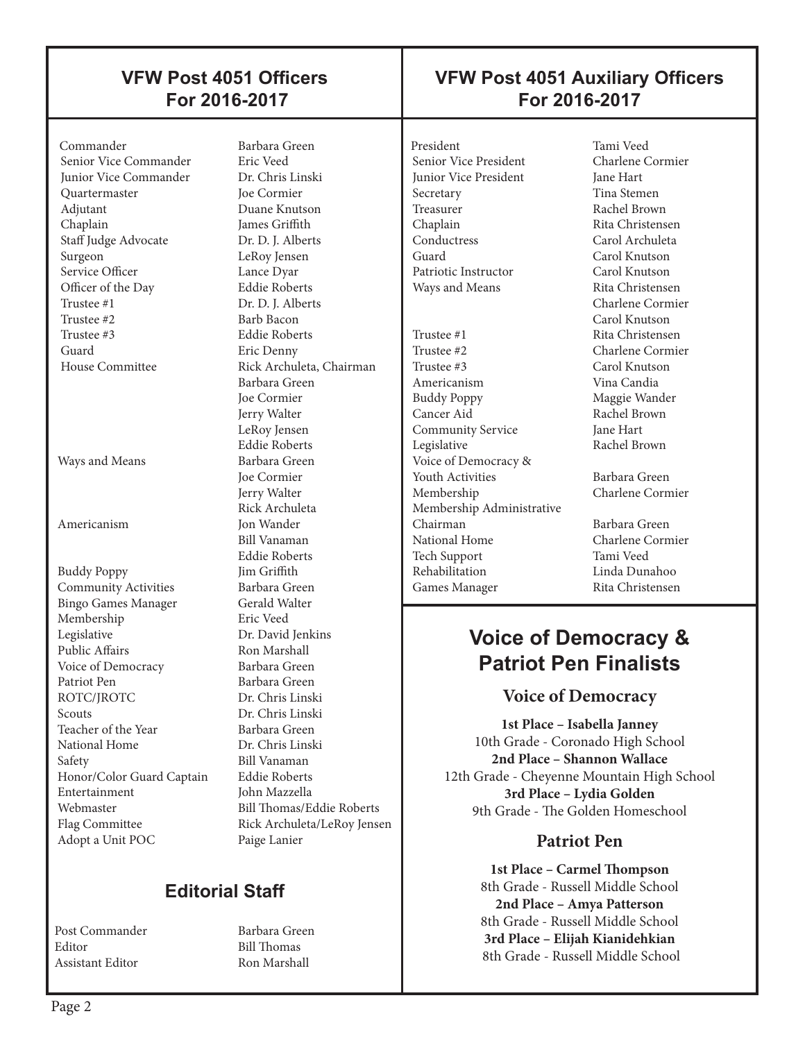## VFW Post 4051 Officers For 2016-2017

| Position | Name |
|---|---|
| Commander | Barbara Green |
| Senior Vice Commander | Eric Veed |
| Junior Vice Commander | Dr. Chris Linski |
| Quartermaster | Joe Cormier |
| Adjutant | Duane Knutson |
| Chaplain | James Griffith |
| Staff Judge Advocate | Dr. D. J. Alberts |
| Surgeon | LeRoy Jensen |
| Service Officer | Lance Dyar |
| Officer of the Day | Eddie Roberts |
| Trustee #1 | Dr. D. J. Alberts |
| Trustee #2 | Barb Bacon |
| Trustee #3 | Eddie Roberts |
| Guard | Eric Denny |
| House Committee | Rick Archuleta, Chairman |
| | Barbara Green |
| | Joe Cormier |
| | Jerry Walter |
| | LeRoy Jensen |
| | Eddie Roberts |
| Ways and Means | Barbara Green |
| | Joe Cormier |
| | Jerry Walter |
| | Rick Archuleta |
| Americanism | Jon Wander |
| | Bill Vanaman |
| | Eddie Roberts |
| Buddy Poppy | Jim Griffith |
| Community Activities | Barbara Green |
| Bingo Games Manager | Gerald Walter |
| Membership | Eric Veed |
| Legislative | Dr. David Jenkins |
| Public Affairs | Ron Marshall |
| Voice of Democracy | Barbara Green |
| Patriot Pen | Barbara Green |
| ROTC/JROTC | Dr. Chris Linski |
| Scouts | Dr. Chris Linski |
| Teacher of the Year | Barbara Green |
| National Home | Dr. Chris Linski |
| Safety | Bill Vanaman |
| Honor/Color Guard Captain | Eddie Roberts |
| Entertainment | John Mazzella |
| Webmaster | Bill Thomas/Eddie Roberts |
| Flag Committee | Rick Archuleta/LeRoy Jensen |
| Adopt a Unit POC | Paige Lanier |

## Editorial Staff

| Position | Name |
|---|---|
| Post Commander | Barbara Green |
| Editor | Bill Thomas |
| Assistant Editor | Ron Marshall |

## VFW Post 4051 Auxiliary Officers For 2016-2017

| Position | Name |
|---|---|
| President | Tami Veed |
| Senior Vice President | Charlene Cormier |
| Junior Vice President | Jane Hart |
| Secretary | Tina Stemen |
| Treasurer | Rachel Brown |
| Chaplain | Rita Christensen |
| Conductress | Carol Archuleta |
| Guard | Carol Knutson |
| Patriotic Instructor | Carol Knutson |
| Ways and Means | Rita Christensen |
| | Charlene Cormier |
| | Carol Knutson |
| Trustee #1 | Rita Christensen |
| Trustee #2 | Charlene Cormier |
| Trustee #3 | Carol Knutson |
| Americanism | Vina Candia |
| Buddy Poppy | Maggie Wander |
| Cancer Aid | Rachel Brown |
| Community Service | Jane Hart |
| Legislative | Rachel Brown |
| Voice of Democracy & Youth Activities | Barbara Green |
| Membership | Charlene Cormier |
| Membership Administrative Chairman | Barbara Green |
| National Home | Charlene Cormier |
| Tech Support | Tami Veed |
| Rehabilitation | Linda Dunahoo |
| Games Manager | Rita Christensen |

## Voice of Democracy & Patriot Pen Finalists

### Voice of Democracy

**1st Place – Isabella Janney**
10th Grade - Coronado High School

**2nd Place – Shannon Wallace**
12th Grade - Cheyenne Mountain High School

**3rd Place – Lydia Golden**
9th Grade - The Golden Homeschool

### Patriot Pen

**1st Place – Carmel Thompson**
8th Grade - Russell Middle School

**2nd Place – Amya Patterson**
8th Grade - Russell Middle School

**3rd Place – Elijah Kianidehkian**
8th Grade - Russell Middle School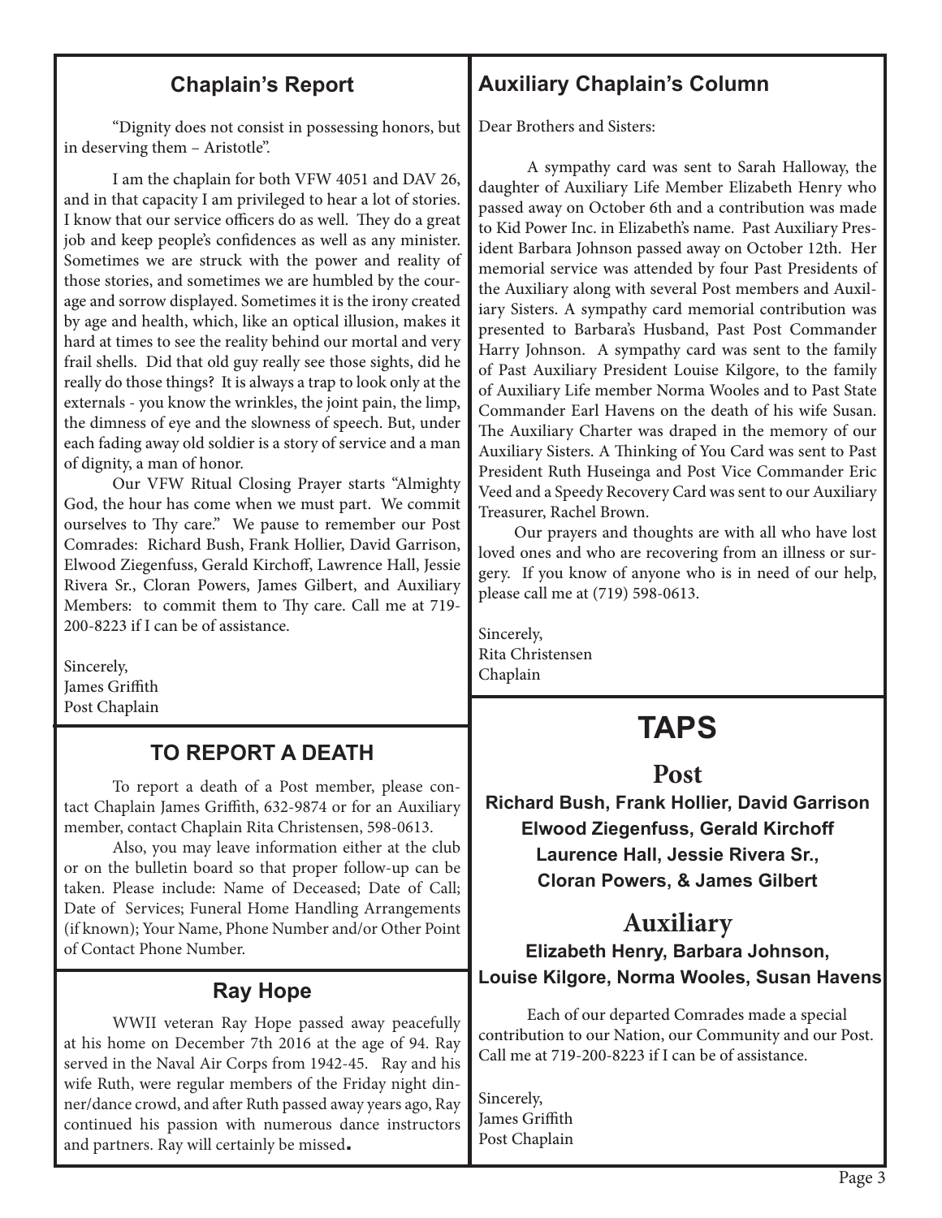## Chaplain's Report

"Dignity does not consist in possessing honors, but in deserving them – Aristotle".

I am the chaplain for both VFW 4051 and DAV 26, and in that capacity I am privileged to hear a lot of stories. I know that our service officers do as well. They do a great job and keep people's confidences as well as any minister. Sometimes we are struck with the power and reality of those stories, and sometimes we are humbled by the courage and sorrow displayed. Sometimes it is the irony created by age and health, which, like an optical illusion, makes it hard at times to see the reality behind our mortal and very frail shells. Did that old guy really see those sights, did he really do those things? It is always a trap to look only at the externals - you know the wrinkles, the joint pain, the limp, the dimness of eye and the slowness of speech. But, under each fading away old soldier is a story of service and a man of dignity, a man of honor.

Our VFW Ritual Closing Prayer starts "Almighty God, the hour has come when we must part. We commit ourselves to Thy care." We pause to remember our Post Comrades: Richard Bush, Frank Hollier, David Garrison, Elwood Ziegenfuss, Gerald Kirchoff, Lawrence Hall, Jessie Rivera Sr., Cloran Powers, James Gilbert, and Auxiliary Members: to commit them to Thy care. Call me at 719-200-8223 if I can be of assistance.

Sincerely,
James Griffith
Post Chaplain

## TO REPORT A DEATH

To report a death of a Post member, please contact Chaplain James Griffith, 632-9874 or for an Auxiliary member, contact Chaplain Rita Christensen, 598-0613.

Also, you may leave information either at the club or on the bulletin board so that proper follow-up can be taken. Please include: Name of Deceased; Date of Call; Date of Services; Funeral Home Handling Arrangements (if known); Your Name, Phone Number and/or Other Point of Contact Phone Number.

## Ray Hope

WWII veteran Ray Hope passed away peacefully at his home on December 7th 2016 at the age of 94. Ray served in the Naval Air Corps from 1942-45. Ray and his wife Ruth, were regular members of the Friday night dinner/dance crowd, and after Ruth passed away years ago, Ray continued his passion with numerous dance instructors and partners. Ray will certainly be missed.

## Auxiliary Chaplain's Column

Dear Brothers and Sisters:

A sympathy card was sent to Sarah Halloway, the daughter of Auxiliary Life Member Elizabeth Henry who passed away on October 6th and a contribution was made to Kid Power Inc. in Elizabeth's name. Past Auxiliary President Barbara Johnson passed away on October 12th. Her memorial service was attended by four Past Presidents of the Auxiliary along with several Post members and Auxiliary Sisters. A sympathy card memorial contribution was presented to Barbara's Husband, Past Post Commander Harry Johnson. A sympathy card was sent to the family of Past Auxiliary President Louise Kilgore, to the family of Auxiliary Life member Norma Wooles and to Past State Commander Earl Havens on the death of his wife Susan. The Auxiliary Charter was draped in the memory of our Auxiliary Sisters. A Thinking of You Card was sent to Past President Ruth Huseinga and Post Vice Commander Eric Veed and a Speedy Recovery Card was sent to our Auxiliary Treasurer, Rachel Brown.

Our prayers and thoughts are with all who have lost loved ones and who are recovering from an illness or surgery. If you know of anyone who is in need of our help, please call me at (719) 598-0613.

Sincerely,
Rita Christensen
Chaplain

# TAPS

## Post

**Richard Bush, Frank Hollier, David Garrison
Elwood Ziegenfuss, Gerald Kirchoff
Laurence Hall, Jessie Rivera Sr.,
Cloran Powers, & James Gilbert**

## Auxiliary

**Elizabeth Henry, Barbara Johnson,
Louise Kilgore, Norma Wooles, Susan Havens**

Each of our departed Comrades made a special contribution to our Nation, our Community and our Post. Call me at 719-200-8223 if I can be of assistance.

Sincerely,
James Griffith
Post Chaplain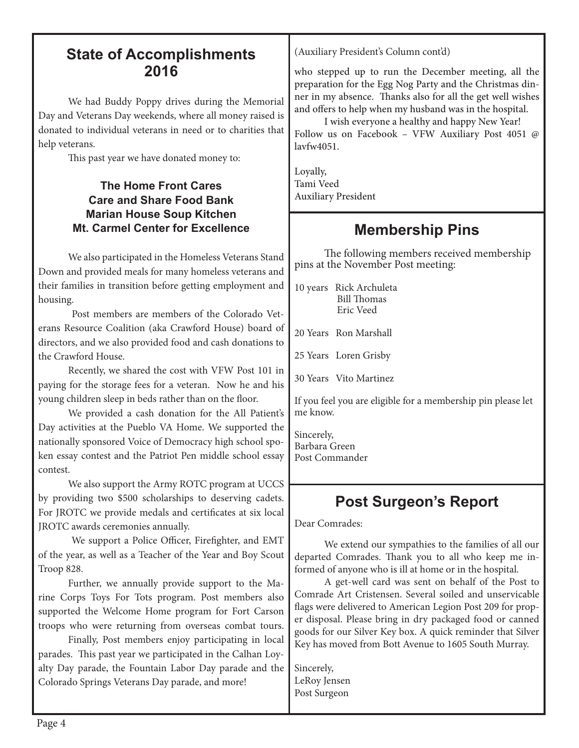## State of Accomplishments 2016

We had Buddy Poppy drives during the Memorial Day and Veterans Day weekends, where all money raised is donated to individual veterans in need or to charities that help veterans.

This past year we have donated money to:

**The Home Front Cares**
**Care and Share Food Bank**
**Marian House Soup Kitchen**
**Mt. Carmel Center for Excellence**

We also participated in the Homeless Veterans Stand Down and provided meals for many homeless veterans and their families in transition before getting employment and housing.

Post members are members of the Colorado Veterans Resource Coalition (aka Crawford House) board of directors, and we also provided food and cash donations to the Crawford House.

Recently, we shared the cost with VFW Post 101 in paying for the storage fees for a veteran. Now he and his young children sleep in beds rather than on the floor.

We provided a cash donation for the All Patient's Day activities at the Pueblo VA Home. We supported the nationally sponsored Voice of Democracy high school spoken essay contest and the Patriot Pen middle school essay contest.

We also support the Army ROTC program at UCCS by providing two $500 scholarships to deserving cadets. For JROTC we provide medals and certificates at six local JROTC awards ceremonies annually.

We support a Police Officer, Firefighter, and EMT of the year, as well as a Teacher of the Year and Boy Scout Troop 828.

Further, we annually provide support to the Marine Corps Toys For Tots program. Post members also supported the Welcome Home program for Fort Carson troops who were returning from overseas combat tours.

Finally, Post members enjoy participating in local parades. This past year we participated in the Calhan Loyalty Day parade, the Fountain Labor Day parade and the Colorado Springs Veterans Day parade, and more!

(Auxiliary President's Column cont'd)

who stepped up to run the December meeting, all the preparation for the Egg Nog Party and the Christmas dinner in my absence. Thanks also for all the get well wishes and offers to help when my husband was in the hospital.

I wish everyone a healthy and happy New Year! Follow us on Facebook – VFW Auxiliary Post 4051 @ lavfw4051.

Loyally,
Tami Veed
Auxiliary President

## Membership Pins

The following members received membership pins at the November Post meeting:

10 years Rick Archuleta
Bill Thomas
Eric Veed

20 Years Ron Marshall

25 Years Loren Grisby

30 Years Vito Martinez

If you feel you are eligible for a membership pin please let me know.

Sincerely,
Barbara Green
Post Commander

## Post Surgeon's Report

Dear Comrades:

We extend our sympathies to the families of all our departed Comrades. Thank you to all who keep me informed of anyone who is ill at home or in the hospital.

A get-well card was sent on behalf of the Post to Comrade Art Cristensen. Several soiled and unservicable flags were delivered to American Legion Post 209 for proper disposal. Please bring in dry packaged food or canned goods for our Silver Key box. A quick reminder that Silver Key has moved from Bott Avenue to 1605 South Murray.

Sincerely,
LeRoy Jensen
Post Surgeon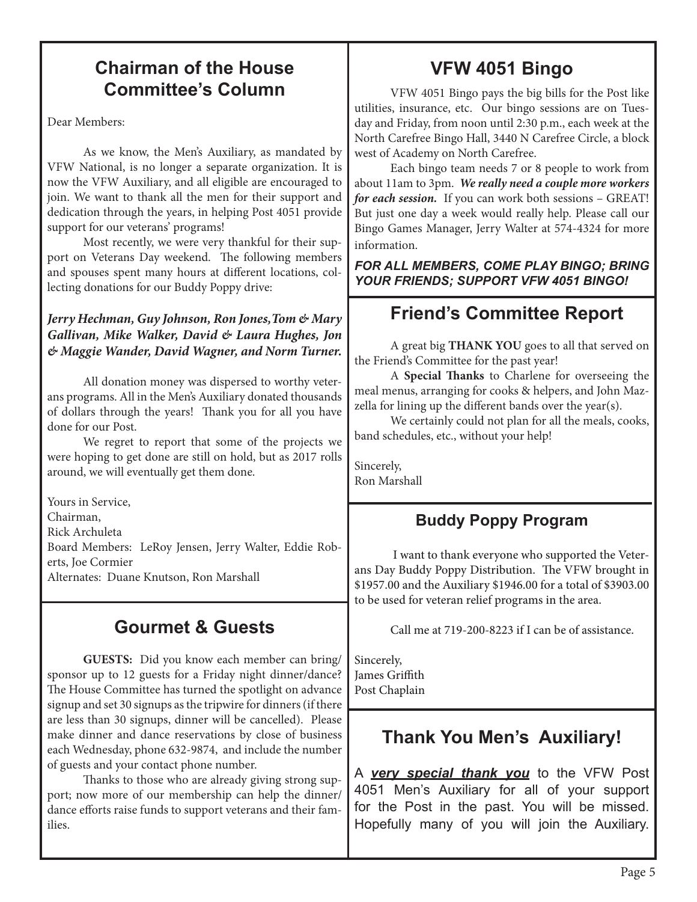## Chairman of the House Committee's Column

Dear Members:

As we know, the Men's Auxiliary, as mandated by VFW National, is no longer a separate organization. It is now the VFW Auxiliary, and all eligible are encouraged to join. We want to thank all the men for their support and dedication through the years, in helping Post 4051 provide support for our veterans' programs!

Most recently, we were very thankful for their support on Veterans Day weekend. The following members and spouses spent many hours at different locations, collecting donations for our Buddy Poppy drive:

***Jerry Hechman, Guy Johnson, Ron Jones, Tom & Mary Gallivan, Mike Walker, David & Laura Hughes, Jon & Maggie Wander, David Wagner, and Norm Turner.***

All donation money was dispersed to worthy veterans programs. All in the Men's Auxiliary donated thousands of dollars through the years! Thank you for all you have done for our Post.

We regret to report that some of the projects we were hoping to get done are still on hold, but as 2017 rolls around, we will eventually get them done.

Yours in Service,
Chairman,
Rick Archuleta
Board Members: LeRoy Jensen, Jerry Walter, Eddie Roberts, Joe Cormier
Alternates: Duane Knutson, Ron Marshall

## Gourmet & Guests

**GUESTS:** Did you know each member can bring/sponsor up to 12 guests for a Friday night dinner/dance? The House Committee has turned the spotlight on advance signup and set 30 signups as the tripwire for dinners (if there are less than 30 signups, dinner will be cancelled). Please make dinner and dance reservations by close of business each Wednesday, phone 632-9874, and include the number of guests and your contact phone number.

Thanks to those who are already giving strong support; now more of our membership can help the dinner/dance efforts raise funds to support veterans and their families.

## VFW 4051 Bingo

VFW 4051 Bingo pays the big bills for the Post like utilities, insurance, etc. Our bingo sessions are on Tuesday and Friday, from noon until 2:30 p.m., each week at the North Carefree Bingo Hall, 3440 N Carefree Circle, a block west of Academy on North Carefree.

Each bingo team needs 7 or 8 people to work from about 11am to 3pm. ***We really need a couple more workers for each session.*** If you can work both sessions – GREAT! But just one day a week would really help. Please call our Bingo Games Manager, Jerry Walter at 574-4324 for more information.

***FOR ALL MEMBERS, COME PLAY BINGO; BRING YOUR FRIENDS; SUPPORT VFW 4051 BINGO!***

## Friend's Committee Report

A great big **THANK YOU** goes to all that served on the Friend's Committee for the past year!

A **Special Thanks** to Charlene for overseeing the meal menus, arranging for cooks & helpers, and John Mazzella for lining up the different bands over the year(s).

We certainly could not plan for all the meals, cooks, band schedules, etc., without your help!

Sincerely,
Ron Marshall

## Buddy Poppy Program

I want to thank everyone who supported the Veterans Day Buddy Poppy Distribution. The VFW brought in $1957.00 and the Auxiliary $1946.00 for a total of $3903.00 to be used for veteran relief programs in the area.

Call me at 719-200-8223 if I can be of assistance.

Sincerely,
James Griffith
Post Chaplain

## Thank You Men's Auxiliary!

A ***very special thank you*** to the VFW Post 4051 Men's Auxiliary for all of your support for the Post in the past. You will be missed. Hopefully many of you will join the Auxiliary.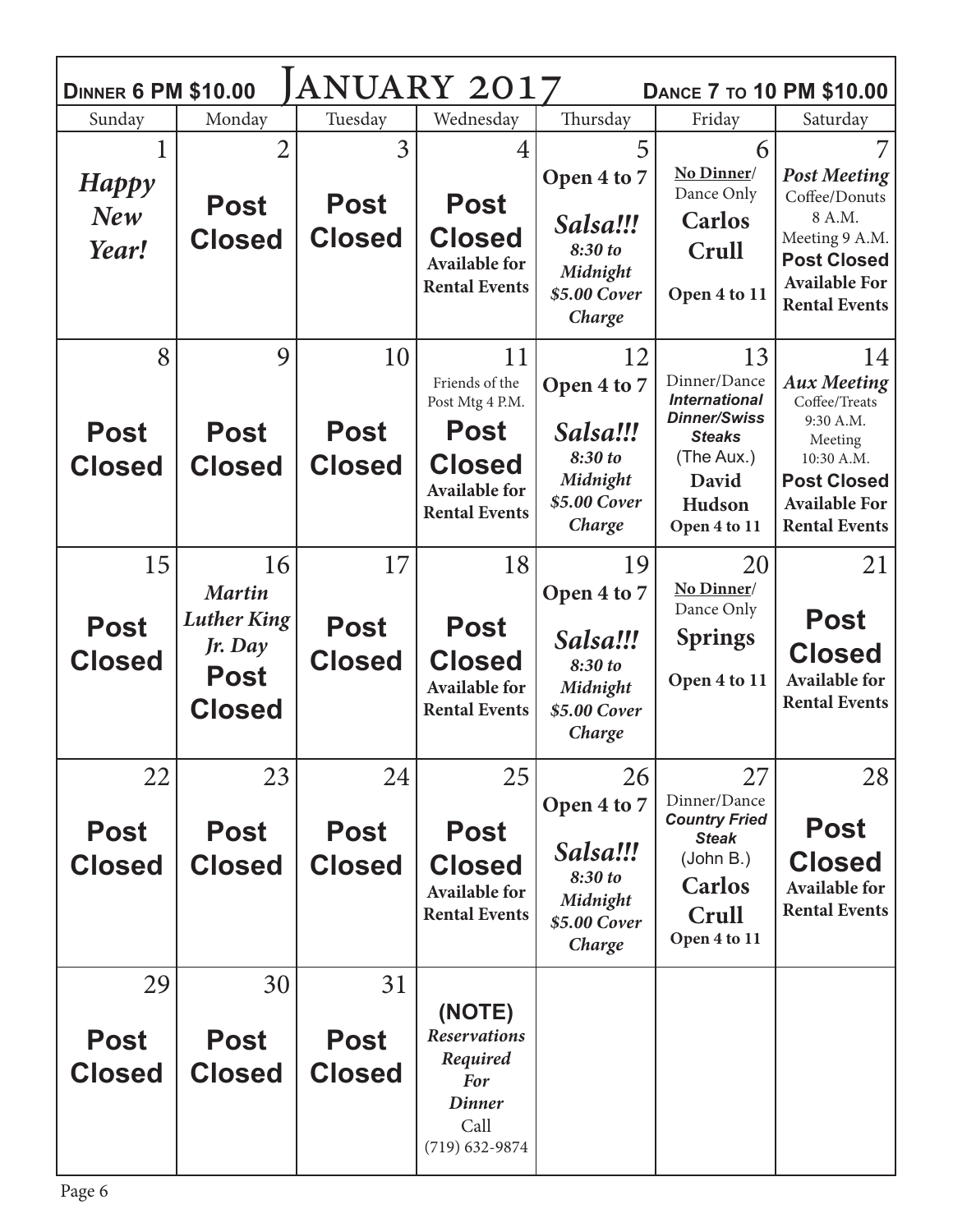**Dinner 6 PM $10.00** — **January 2017** — **Dance 7 to 10 PM $10.00**

| Sunday | Monday | Tuesday | Wednesday | Thursday | Friday | Saturday |
|---|---|---|---|---|---|---|
| 1 *Happy New Year!* | 2 **Post Closed** | 3 **Post Closed** | 4 **Post Closed** **Available for Rental Events** | 5 **Open 4 to 7** *Salsa!!!* *8:30 to Midnight* *$5.00 Cover Charge* | 6 No Dinner/ Dance Only **Carlos Crull** **Open 4 to 11** | 7 *Post Meeting* Coffee/Donuts 8 A.M. Meeting 9 A.M. **Post Closed** **Available For Rental Events** |
| 8 **Post Closed** | 9 **Post Closed** | 10 **Post Closed** | 11 Friends of the Post Mtg 4 P.M. **Post Closed** **Available for Rental Events** | 12 **Open 4 to 7** *Salsa!!!* *8:30 to Midnight* *$5.00 Cover Charge* | 13 Dinner/Dance ***International Dinner/Swiss Steaks*** (The Aux.) **David Hudson** **Open 4 to 11** | 14 *Aux Meeting* Coffee/Treats 9:30 A.M. Meeting 10:30 A.M. **Post Closed** **Available For Rental Events** |
| 15 **Post Closed** | 16 *Martin Luther King Jr. Day* **Post Closed** | 17 **Post Closed** | 18 **Post Closed** **Available for Rental Events** | 19 **Open 4 to 7** *Salsa!!!* *8:30 to Midnight* *$5.00 Cover Charge* | 20 No Dinner/ Dance Only **Springs** **Open 4 to 11** | 21 **Post Closed** **Available for Rental Events** |
| 22 **Post Closed** | 23 **Post Closed** | 24 **Post Closed** | 25 **Post Closed** **Available for Rental Events** | 26 **Open 4 to 7** *Salsa!!!* *8:30 to Midnight* *$5.00 Cover Charge* | 27 Dinner/Dance ***Country Fried Steak*** (John B.) **Carlos Crull** **Open 4 to 11** | 28 **Post Closed** **Available for Rental Events** |
| 29 **Post Closed** | 30 **Post Closed** | 31 **Post Closed** | **(NOTE)** *Reservations Required For Dinner* Call (719) 632-9874 | | | |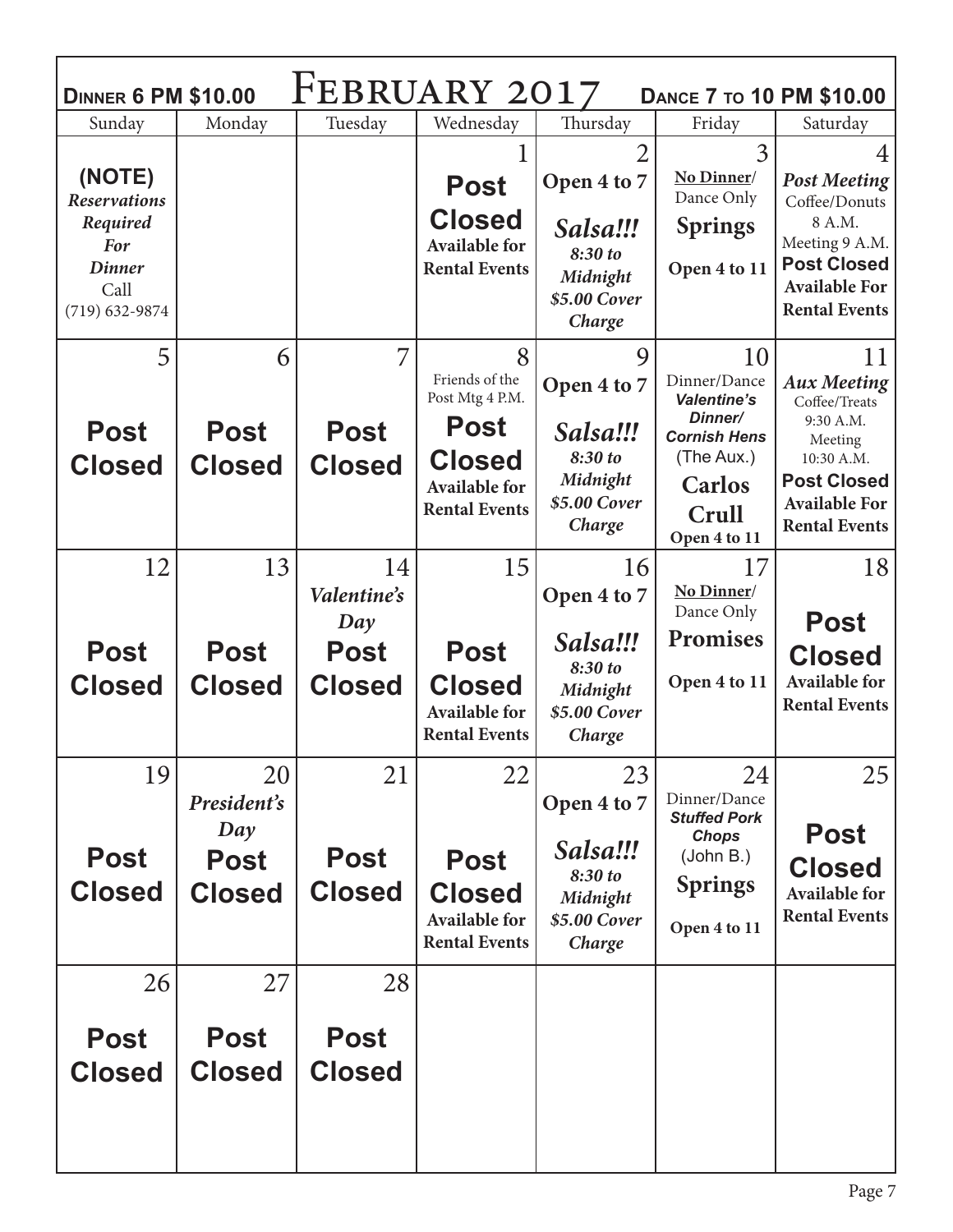# February 2017

**Dinner 6 PM $10.00** | **Dance 7 to 10 PM $10.00**

| Sunday | Monday | Tuesday | Wednesday | Thursday | Friday | Saturday |
|---|---|---|---|---|---|---|
| **(NOTE)** ***Reservations Required For Dinner*** Call (719) 632-9874 | | | 1 **Post Closed** **Available for Rental Events** | 2 **Open 4 to 7** ***Salsa!!! 8:30 to Midnight $5.00 Cover Charge*** | 3 **No Dinner/** Dance Only **Springs** **Open 4 to 11** | 4 ***Post Meeting*** Coffee/Donuts 8 A.M. Meeting 9 A.M. **Post Closed** **Available For Rental Events** |
| 5 **Post Closed** | 6 **Post Closed** | 7 **Post Closed** | 8 Friends of the Post Mtg 4 P.M. **Post Closed** **Available for Rental Events** | 9 **Open 4 to 7** ***Salsa!!! 8:30 to Midnight $5.00 Cover Charge*** | 10 Dinner/Dance ***Valentine's Dinner/ Cornish Hens*** (The Aux.) **Carlos Crull** **Open 4 to 11** | 11 ***Aux Meeting*** Coffee/Treats 9:30 A.M. Meeting 10:30 A.M. **Post Closed** **Available For Rental Events** |
| 12 **Post Closed** | 13 **Post Closed** | 14 ***Valentine's Day*** **Post Closed** | 15 **Post Closed** **Available for Rental Events** | 16 **Open 4 to 7** ***Salsa!!! 8:30 to Midnight $5.00 Cover Charge*** | 17 **No Dinner/** Dance Only **Promises** **Open 4 to 11** | 18 **Post Closed** **Available for Rental Events** |
| 19 **Post Closed** | 20 ***President's Day*** **Post Closed** | 21 **Post Closed** | 22 **Post Closed** **Available for Rental Events** | 23 **Open 4 to 7** ***Salsa!!! 8:30 to Midnight $5.00 Cover Charge*** | 24 Dinner/Dance ***Stuffed Pork Chops*** (John B.) **Springs** **Open 4 to 11** | 25 **Post Closed** **Available for Rental Events** |
| 26 **Post Closed** | 27 **Post Closed** | 28 **Post Closed** | | | | |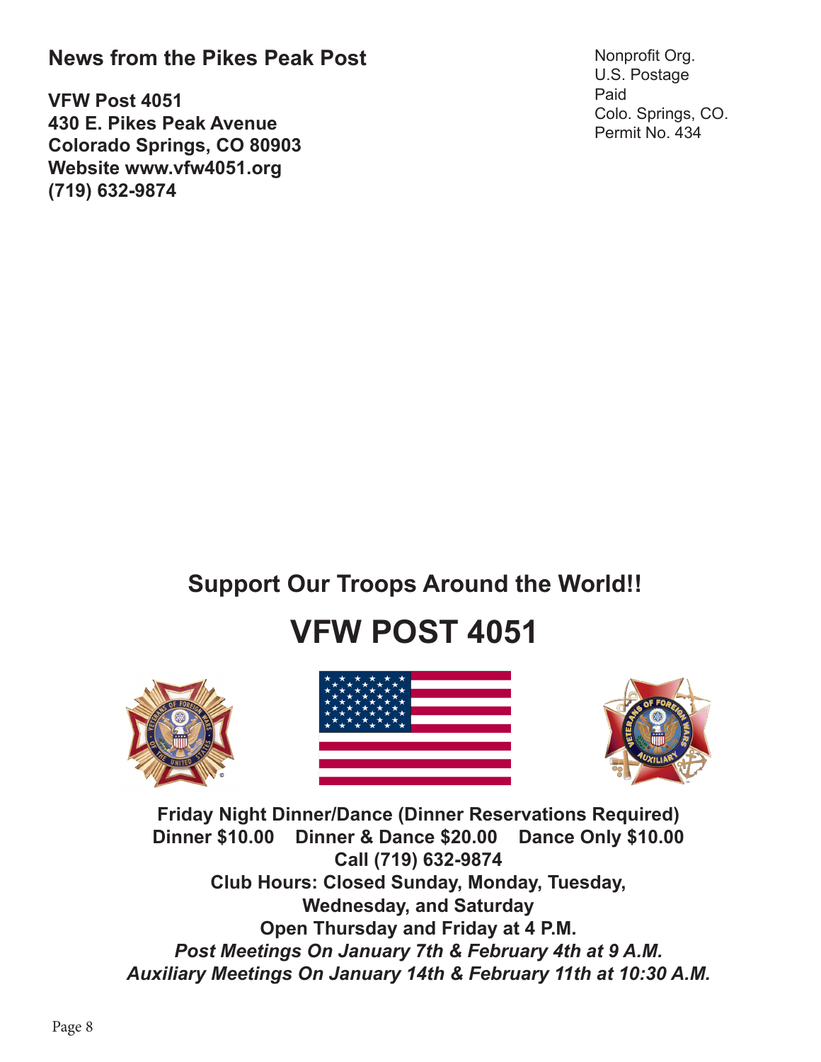**News from the Pikes Peak Post**

**VFW Post 4051**
**430 E. Pikes Peak Avenue**
**Colorado Springs, CO 80903**
**Website www.vfw4051.org**
**(719) 632-9874**

Nonprofit Org.
U.S. Postage
Paid
Colo. Springs, CO.
Permit No. 434

## Support Our Troops Around the World!!

# VFW POST 4051

**Friday Night Dinner/Dance (Dinner Reservations Required)**
**Dinner $10.00 Dinner & Dance $20.00 Dance Only $10.00**
**Call (719) 632-9874**
**Club Hours: Closed Sunday, Monday, Tuesday, Wednesday, and Saturday**
**Open Thursday and Friday at 4 P.M.**
***Post Meetings On January 7th & February 4th at 9 A.M.***
***Auxiliary Meetings On January 14th & February 11th at 10:30 A.M.***